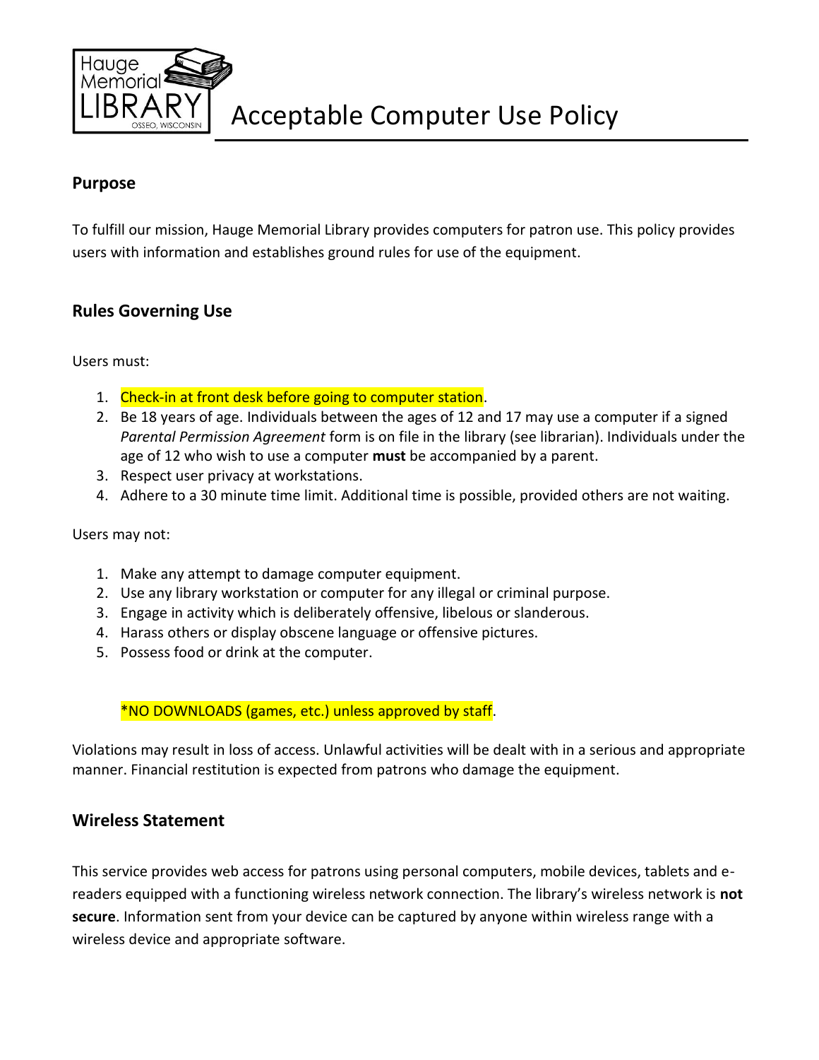Hauge Memorial LIBRARY OSSEO, WISCONSIN

# Acceptable Computer Use Policy

## Purpose

To fulfill our mission, Hauge Memorial Library provides computers for patron use. This policy provides users with information and establishes ground rules for use of the equipment.

## Rules Governing Use

Users must:

1. Check-in at front desk before going to computer station.
2. Be 18 years of age. Individuals between the ages of 12 and 17 may use a computer if a signed *Parental Permission Agreement* form is on file in the library (see librarian). Individuals under the age of 12 who wish to use a computer **must** be accompanied by a parent.
3. Respect user privacy at workstations.
4. Adhere to a 30 minute time limit. Additional time is possible, provided others are not waiting.

Users may not:

1. Make any attempt to damage computer equipment.
2. Use any library workstation or computer for any illegal or criminal purpose.
3. Engage in activity which is deliberately offensive, libelous or slanderous.
4. Harass others or display obscene language or offensive pictures.
5. Possess food or drink at the computer.

*NO DOWNLOADS (games, etc.) unless approved by staff.

Violations may result in loss of access. Unlawful activities will be dealt with in a serious and appropriate manner. Financial restitution is expected from patrons who damage the equipment.

## Wireless Statement

This service provides web access for patrons using personal computers, mobile devices, tablets and e-readers equipped with a functioning wireless network connection. The library's wireless network is **not secure**. Information sent from your device can be captured by anyone within wireless range with a wireless device and appropriate software.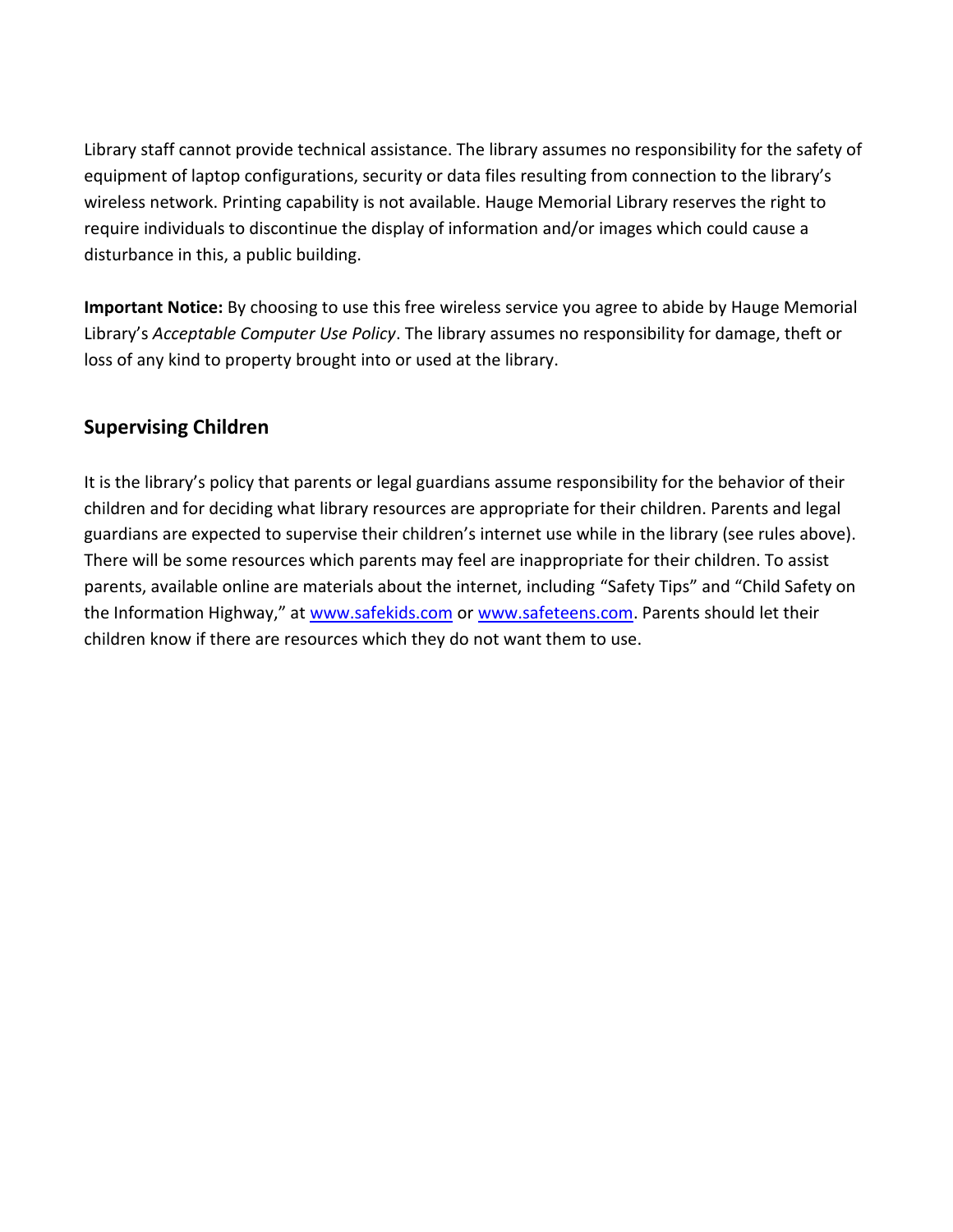Library staff cannot provide technical assistance. The library assumes no responsibility for the safety of equipment of laptop configurations, security or data files resulting from connection to the library's wireless network. Printing capability is not available. Hauge Memorial Library reserves the right to require individuals to discontinue the display of information and/or images which could cause a disturbance in this, a public building.

**Important Notice:** By choosing to use this free wireless service you agree to abide by Hauge Memorial Library's *Acceptable Computer Use Policy*. The library assumes no responsibility for damage, theft or loss of any kind to property brought into or used at the library.

## Supervising Children

It is the library's policy that parents or legal guardians assume responsibility for the behavior of their children and for deciding what library resources are appropriate for their children. Parents and legal guardians are expected to supervise their children's internet use while in the library (see rules above). There will be some resources which parents may feel are inappropriate for their children. To assist parents, available online are materials about the internet, including "Safety Tips" and "Child Safety on the Information Highway," at [www.safekids.com](http://www.safekids.com) or [www.safeteens.com](http://www.safeteens.com). Parents should let their children know if there are resources which they do not want them to use.